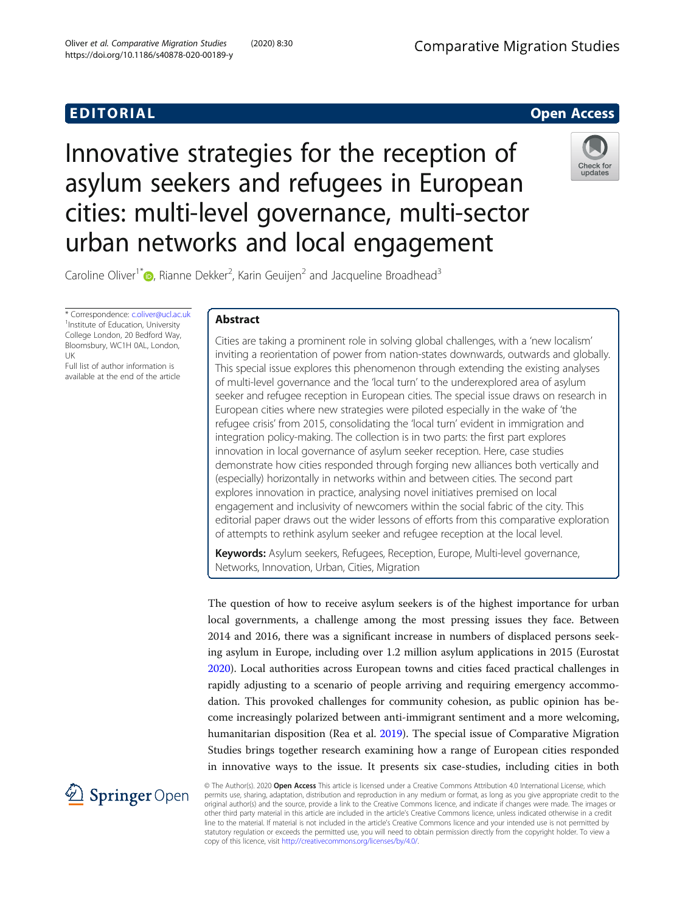EDITORIAL

Open Access

# Innovative strategies for the reception of asylum seekers and refugees in European cities: multi-level governance, multi-sector urban networks and local engagement

Caroline Oliver[1*], Rianne Dekker[2], Karin Geuijen[2] and Jacqueline Broadhead[3]

\* Correspondence: c.oliver@ucl.ac.uk
[1]Institute of Education, University College London, 20 Bedford Way, Bloomsbury, WC1H 0AL, London, UK
Full list of author information is available at the end of the article

## Abstract

Cities are taking a prominent role in solving global challenges, with a 'new localism' inviting a reorientation of power from nation-states downwards, outwards and globally. This special issue explores this phenomenon through extending the existing analyses of multi-level governance and the 'local turn' to the underexplored area of asylum seeker and refugee reception in European cities. The special issue draws on research in European cities where new strategies were piloted especially in the wake of 'the refugee crisis' from 2015, consolidating the 'local turn' evident in immigration and integration policy-making. The collection is in two parts: the first part explores innovation in local governance of asylum seeker reception. Here, case studies demonstrate how cities responded through forging new alliances both vertically and (especially) horizontally in networks within and between cities. The second part explores innovation in practice, analysing novel initiatives premised on local engagement and inclusivity of newcomers within the social fabric of the city. This editorial paper draws out the wider lessons of efforts from this comparative exploration of attempts to rethink asylum seeker and refugee reception at the local level.

**Keywords:** Asylum seekers, Refugees, Reception, Europe, Multi-level governance, Networks, Innovation, Urban, Cities, Migration

The question of how to receive asylum seekers is of the highest importance for urban local governments, a challenge among the most pressing issues they face. Between 2014 and 2016, there was a significant increase in numbers of displaced persons seeking asylum in Europe, including over 1.2 million asylum applications in 2015 (Eurostat 2020). Local authorities across European towns and cities faced practical challenges in rapidly adjusting to a scenario of people arriving and requiring emergency accommodation. This provoked challenges for community cohesion, as public opinion has become increasingly polarized between anti-immigrant sentiment and a more welcoming, humanitarian disposition (Rea et al. 2019). The special issue of Comparative Migration Studies brings together research examining how a range of European cities responded in innovative ways to the issue. It presents six case-studies, including cities in both

© The Author(s). 2020 **Open Access** This article is licensed under a Creative Commons Attribution 4.0 International License, which permits use, sharing, adaptation, distribution and reproduction in any medium or format, as long as you give appropriate credit to the original author(s) and the source, provide a link to the Creative Commons licence, and indicate if changes were made. The images or other third party material in this article are included in the article's Creative Commons licence, unless indicated otherwise in a credit line to the material. If material is not included in the article's Creative Commons licence and your intended use is not permitted by statutory regulation or exceeds the permitted use, you will need to obtain permission directly from the copyright holder. To view a copy of this licence, visit http://creativecommons.org/licenses/by/4.0/.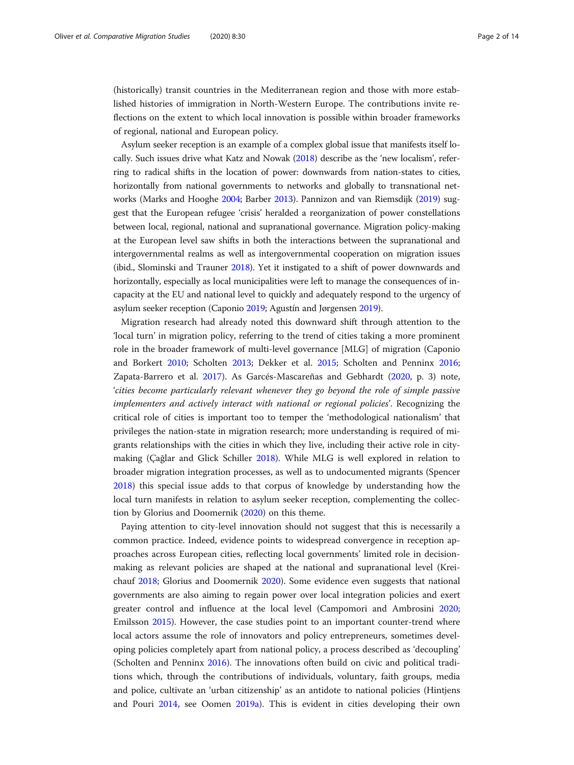(historically) transit countries in the Mediterranean region and those with more established histories of immigration in North-Western Europe. The contributions invite reflections on the extent to which local innovation is possible within broader frameworks of regional, national and European policy.

Asylum seeker reception is an example of a complex global issue that manifests itself locally. Such issues drive what Katz and Nowak (2018) describe as the 'new localism', referring to radical shifts in the location of power: downwards from nation-states to cities, horizontally from national governments to networks and globally to transnational networks (Marks and Hooghe 2004; Barber 2013). Pannizon and van Riemsdijk (2019) suggest that the European refugee 'crisis' heralded a reorganization of power constellations between local, regional, national and supranational governance. Migration policy-making at the European level saw shifts in both the interactions between the supranational and intergovernmental realms as well as intergovernmental cooperation on migration issues (ibid., Slominski and Trauner 2018). Yet it instigated to a shift of power downwards and horizontally, especially as local municipalities were left to manage the consequences of incapacity at the EU and national level to quickly and adequately respond to the urgency of asylum seeker reception (Caponio 2019; Agustín and Jørgensen 2019).

Migration research had already noted this downward shift through attention to the 'local turn' in migration policy, referring to the trend of cities taking a more prominent role in the broader framework of multi-level governance [MLG] of migration (Caponio and Borkert 2010; Scholten 2013; Dekker et al. 2015; Scholten and Penninx 2016; Zapata-Barrero et al. 2017). As Garcés-Mascareñas and Gebhardt (2020, p. 3) note, '*cities become particularly relevant whenever they go beyond the role of simple passive implementers and actively interact with national or regional policies*'. Recognizing the critical role of cities is important too to temper the 'methodological nationalism' that privileges the nation-state in migration research; more understanding is required of migrants relationships with the cities in which they live, including their active role in city-making (Çağlar and Glick Schiller 2018). While MLG is well explored in relation to broader migration integration processes, as well as to undocumented migrants (Spencer 2018) this special issue adds to that corpus of knowledge by understanding how the local turn manifests in relation to asylum seeker reception, complementing the collection by Glorius and Doomernik (2020) on this theme.

Paying attention to city-level innovation should not suggest that this is necessarily a common practice. Indeed, evidence points to widespread convergence in reception approaches across European cities, reflecting local governments' limited role in decision-making as relevant policies are shaped at the national and supranational level (Kreichauf 2018; Glorius and Doomernik 2020). Some evidence even suggests that national governments are also aiming to regain power over local integration policies and exert greater control and influence at the local level (Campomori and Ambrosini 2020; Emilsson 2015). However, the case studies point to an important counter-trend where local actors assume the role of innovators and policy entrepreneurs, sometimes developing policies completely apart from national policy, a process described as 'decoupling' (Scholten and Penninx 2016). The innovations often build on civic and political traditions which, through the contributions of individuals, voluntary, faith groups, media and police, cultivate an 'urban citizenship' as an antidote to national policies (Hintjens and Pouri 2014, see Oomen 2019a). This is evident in cities developing their own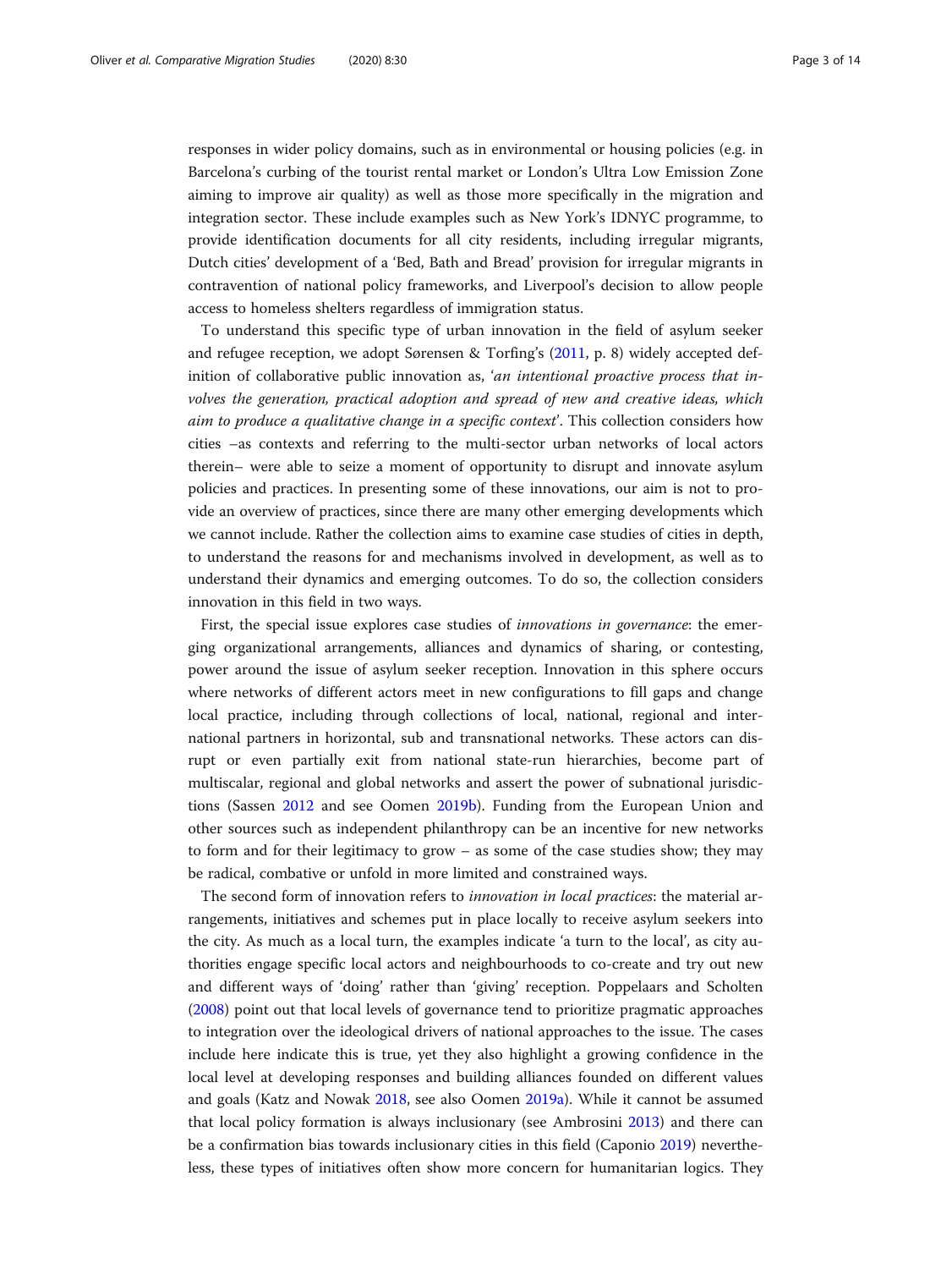responses in wider policy domains, such as in environmental or housing policies (e.g. in Barcelona's curbing of the tourist rental market or London's Ultra Low Emission Zone aiming to improve air quality) as well as those more specifically in the migration and integration sector. These include examples such as New York's IDNYC programme, to provide identification documents for all city residents, including irregular migrants, Dutch cities' development of a 'Bed, Bath and Bread' provision for irregular migrants in contravention of national policy frameworks, and Liverpool's decision to allow people access to homeless shelters regardless of immigration status.

To understand this specific type of urban innovation in the field of asylum seeker and refugee reception, we adopt Sørensen & Torfing's (2011, p. 8) widely accepted definition of collaborative public innovation as, '*an intentional proactive process that involves the generation, practical adoption and spread of new and creative ideas, which aim to produce a qualitative change in a specific context*'. This collection considers how cities –as contexts and referring to the multi-sector urban networks of local actors therein– were able to seize a moment of opportunity to disrupt and innovate asylum policies and practices. In presenting some of these innovations, our aim is not to provide an overview of practices, since there are many other emerging developments which we cannot include. Rather the collection aims to examine case studies of cities in depth, to understand the reasons for and mechanisms involved in development, as well as to understand their dynamics and emerging outcomes. To do so, the collection considers innovation in this field in two ways.

First, the special issue explores case studies of *innovations in governance*: the emerging organizational arrangements, alliances and dynamics of sharing, or contesting, power around the issue of asylum seeker reception. Innovation in this sphere occurs where networks of different actors meet in new configurations to fill gaps and change local practice, including through collections of local, national, regional and international partners in horizontal, sub and transnational networks. These actors can disrupt or even partially exit from national state-run hierarchies, become part of multiscalar, regional and global networks and assert the power of subnational jurisdictions (Sassen 2012 and see Oomen 2019b). Funding from the European Union and other sources such as independent philanthropy can be an incentive for new networks to form and for their legitimacy to grow – as some of the case studies show; they may be radical, combative or unfold in more limited and constrained ways.

The second form of innovation refers to *innovation in local practices*: the material arrangements, initiatives and schemes put in place locally to receive asylum seekers into the city. As much as a local turn, the examples indicate 'a turn to the local', as city authorities engage specific local actors and neighbourhoods to co-create and try out new and different ways of 'doing' rather than 'giving' reception. Poppelaars and Scholten (2008) point out that local levels of governance tend to prioritize pragmatic approaches to integration over the ideological drivers of national approaches to the issue. The cases include here indicate this is true, yet they also highlight a growing confidence in the local level at developing responses and building alliances founded on different values and goals (Katz and Nowak 2018, see also Oomen 2019a). While it cannot be assumed that local policy formation is always inclusionary (see Ambrosini 2013) and there can be a confirmation bias towards inclusionary cities in this field (Caponio 2019) nevertheless, these types of initiatives often show more concern for humanitarian logics. They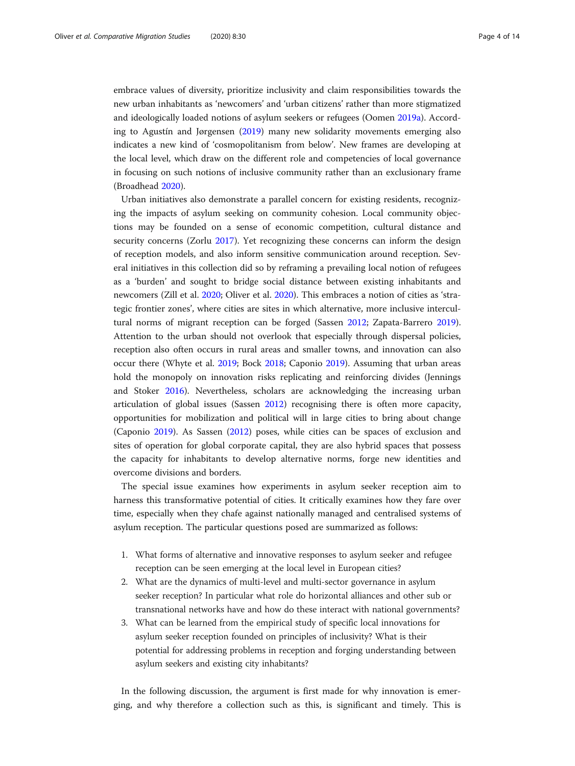embrace values of diversity, prioritize inclusivity and claim responsibilities towards the new urban inhabitants as 'newcomers' and 'urban citizens' rather than more stigmatized and ideologically loaded notions of asylum seekers or refugees (Oomen 2019a). According to Agustín and Jørgensen (2019) many new solidarity movements emerging also indicates a new kind of 'cosmopolitanism from below'. New frames are developing at the local level, which draw on the different role and competencies of local governance in focusing on such notions of inclusive community rather than an exclusionary frame (Broadhead 2020).

Urban initiatives also demonstrate a parallel concern for existing residents, recognizing the impacts of asylum seeking on community cohesion. Local community objections may be founded on a sense of economic competition, cultural distance and security concerns (Zorlu 2017). Yet recognizing these concerns can inform the design of reception models, and also inform sensitive communication around reception. Several initiatives in this collection did so by reframing a prevailing local notion of refugees as a 'burden' and sought to bridge social distance between existing inhabitants and newcomers (Zill et al. 2020; Oliver et al. 2020). This embraces a notion of cities as 'strategic frontier zones', where cities are sites in which alternative, more inclusive intercultural norms of migrant reception can be forged (Sassen 2012; Zapata-Barrero 2019). Attention to the urban should not overlook that especially through dispersal policies, reception also often occurs in rural areas and smaller towns, and innovation can also occur there (Whyte et al. 2019; Bock 2018; Caponio 2019). Assuming that urban areas hold the monopoly on innovation risks replicating and reinforcing divides (Jennings and Stoker 2016). Nevertheless, scholars are acknowledging the increasing urban articulation of global issues (Sassen 2012) recognising there is often more capacity, opportunities for mobilization and political will in large cities to bring about change (Caponio 2019). As Sassen (2012) poses, while cities can be spaces of exclusion and sites of operation for global corporate capital, they are also hybrid spaces that possess the capacity for inhabitants to develop alternative norms, forge new identities and overcome divisions and borders.

The special issue examines how experiments in asylum seeker reception aim to harness this transformative potential of cities. It critically examines how they fare over time, especially when they chafe against nationally managed and centralised systems of asylum reception. The particular questions posed are summarized as follows:

1. What forms of alternative and innovative responses to asylum seeker and refugee reception can be seen emerging at the local level in European cities?
2. What are the dynamics of multi-level and multi-sector governance in asylum seeker reception? In particular what role do horizontal alliances and other sub or transnational networks have and how do these interact with national governments?
3. What can be learned from the empirical study of specific local innovations for asylum seeker reception founded on principles of inclusivity? What is their potential for addressing problems in reception and forging understanding between asylum seekers and existing city inhabitants?

In the following discussion, the argument is first made for why innovation is emerging, and why therefore a collection such as this, is significant and timely. This is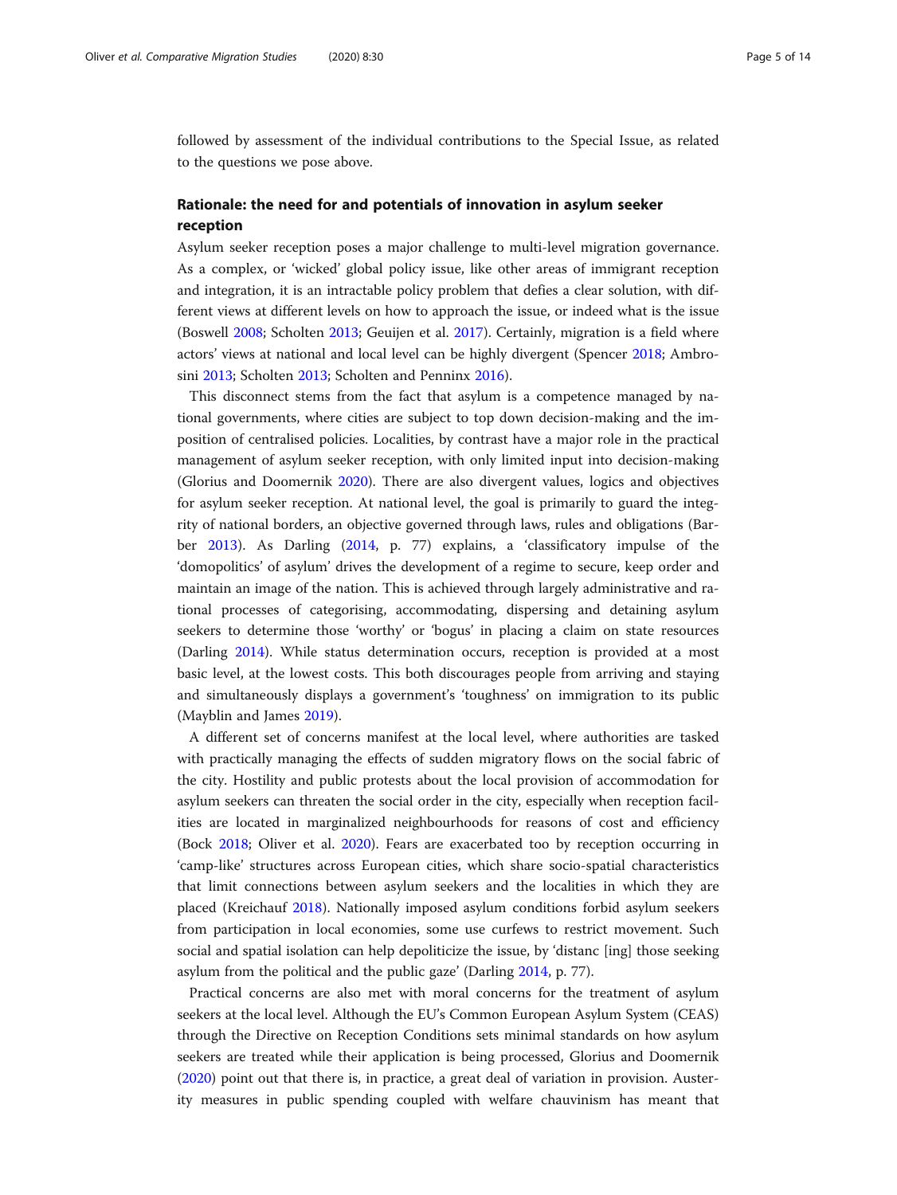followed by assessment of the individual contributions to the Special Issue, as related to the questions we pose above.

## Rationale: the need for and potentials of innovation in asylum seeker reception

Asylum seeker reception poses a major challenge to multi-level migration governance. As a complex, or 'wicked' global policy issue, like other areas of immigrant reception and integration, it is an intractable policy problem that defies a clear solution, with different views at different levels on how to approach the issue, or indeed what is the issue (Boswell 2008; Scholten 2013; Geuijen et al. 2017). Certainly, migration is a field where actors' views at national and local level can be highly divergent (Spencer 2018; Ambrosini 2013; Scholten 2013; Scholten and Penninx 2016).

This disconnect stems from the fact that asylum is a competence managed by national governments, where cities are subject to top down decision-making and the imposition of centralised policies. Localities, by contrast have a major role in the practical management of asylum seeker reception, with only limited input into decision-making (Glorius and Doomernik 2020). There are also divergent values, logics and objectives for asylum seeker reception. At national level, the goal is primarily to guard the integrity of national borders, an objective governed through laws, rules and obligations (Barber 2013). As Darling (2014, p. 77) explains, a 'classificatory impulse of the 'domopolitics' of asylum' drives the development of a regime to secure, keep order and maintain an image of the nation. This is achieved through largely administrative and rational processes of categorising, accommodating, dispersing and detaining asylum seekers to determine those 'worthy' or 'bogus' in placing a claim on state resources (Darling 2014). While status determination occurs, reception is provided at a most basic level, at the lowest costs. This both discourages people from arriving and staying and simultaneously displays a government's 'toughness' on immigration to its public (Mayblin and James 2019).

A different set of concerns manifest at the local level, where authorities are tasked with practically managing the effects of sudden migratory flows on the social fabric of the city. Hostility and public protests about the local provision of accommodation for asylum seekers can threaten the social order in the city, especially when reception facilities are located in marginalized neighbourhoods for reasons of cost and efficiency (Bock 2018; Oliver et al. 2020). Fears are exacerbated too by reception occurring in 'camp-like' structures across European cities, which share socio-spatial characteristics that limit connections between asylum seekers and the localities in which they are placed (Kreichauf 2018). Nationally imposed asylum conditions forbid asylum seekers from participation in local economies, some use curfews to restrict movement. Such social and spatial isolation can help depoliticize the issue, by 'distanc [ing] those seeking asylum from the political and the public gaze' (Darling 2014, p. 77).

Practical concerns are also met with moral concerns for the treatment of asylum seekers at the local level. Although the EU's Common European Asylum System (CEAS) through the Directive on Reception Conditions sets minimal standards on how asylum seekers are treated while their application is being processed, Glorius and Doomernik (2020) point out that there is, in practice, a great deal of variation in provision. Austerity measures in public spending coupled with welfare chauvinism has meant that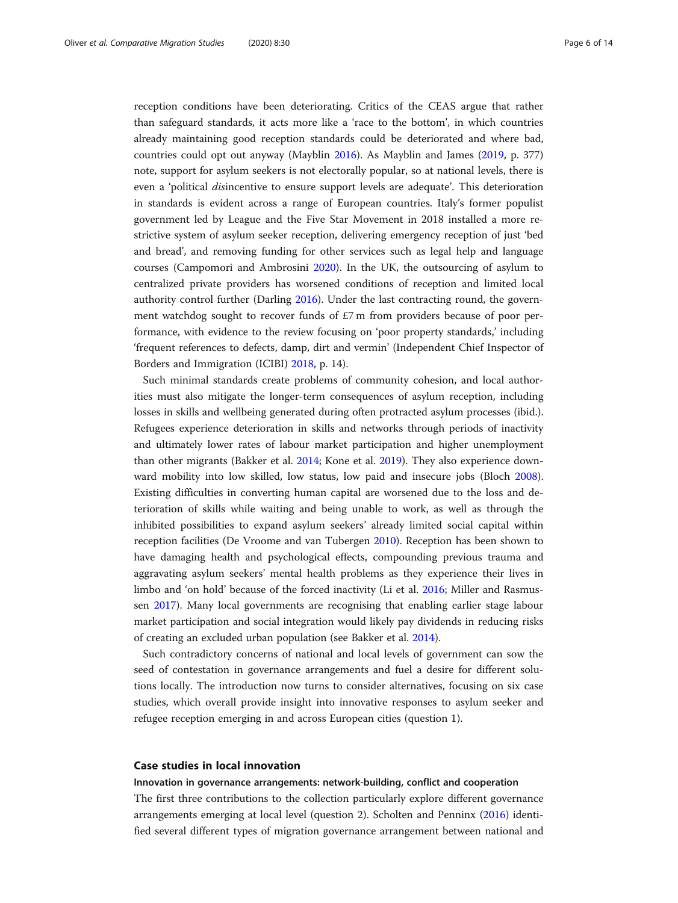reception conditions have been deteriorating. Critics of the CEAS argue that rather than safeguard standards, it acts more like a 'race to the bottom', in which countries already maintaining good reception standards could be deteriorated and where bad, countries could opt out anyway (Mayblin 2016). As Mayblin and James (2019, p. 377) note, support for asylum seekers is not electorally popular, so at national levels, there is even a 'political *dis*incentive to ensure support levels are adequate'. This deterioration in standards is evident across a range of European countries. Italy's former populist government led by League and the Five Star Movement in 2018 installed a more restrictive system of asylum seeker reception, delivering emergency reception of just 'bed and bread', and removing funding for other services such as legal help and language courses (Campomori and Ambrosini 2020). In the UK, the outsourcing of asylum to centralized private providers has worsened conditions of reception and limited local authority control further (Darling 2016). Under the last contracting round, the government watchdog sought to recover funds of £7 m from providers because of poor performance, with evidence to the review focusing on 'poor property standards,' including 'frequent references to defects, damp, dirt and vermin' (Independent Chief Inspector of Borders and Immigration (ICIBI) 2018, p. 14).

Such minimal standards create problems of community cohesion, and local authorities must also mitigate the longer-term consequences of asylum reception, including losses in skills and wellbeing generated during often protracted asylum processes (ibid.). Refugees experience deterioration in skills and networks through periods of inactivity and ultimately lower rates of labour market participation and higher unemployment than other migrants (Bakker et al. 2014; Kone et al. 2019). They also experience downward mobility into low skilled, low status, low paid and insecure jobs (Bloch 2008). Existing difficulties in converting human capital are worsened due to the loss and deterioration of skills while waiting and being unable to work, as well as through the inhibited possibilities to expand asylum seekers' already limited social capital within reception facilities (De Vroome and van Tubergen 2010). Reception has been shown to have damaging health and psychological effects, compounding previous trauma and aggravating asylum seekers' mental health problems as they experience their lives in limbo and 'on hold' because of the forced inactivity (Li et al. 2016; Miller and Rasmussen 2017). Many local governments are recognising that enabling earlier stage labour market participation and social integration would likely pay dividends in reducing risks of creating an excluded urban population (see Bakker et al. 2014).

Such contradictory concerns of national and local levels of government can sow the seed of contestation in governance arrangements and fuel a desire for different solutions locally. The introduction now turns to consider alternatives, focusing on six case studies, which overall provide insight into innovative responses to asylum seeker and refugee reception emerging in and across European cities (question 1).

## Case studies in local innovation

### Innovation in governance arrangements: network-building, conflict and cooperation

The first three contributions to the collection particularly explore different governance arrangements emerging at local level (question 2). Scholten and Penninx (2016) identified several different types of migration governance arrangement between national and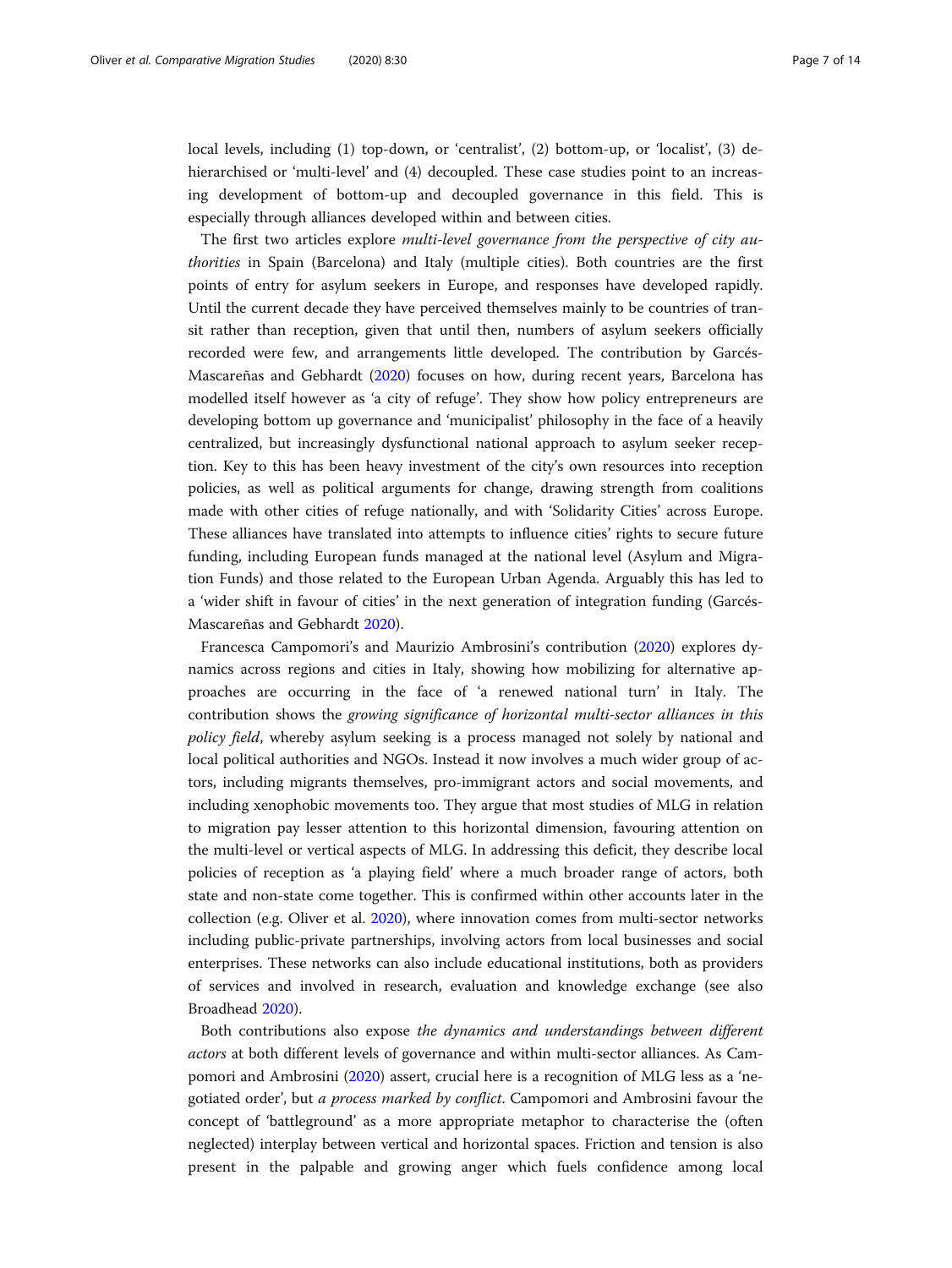local levels, including (1) top-down, or 'centralist', (2) bottom-up, or 'localist', (3) de-hierarchised or 'multi-level' and (4) decoupled. These case studies point to an increasing development of bottom-up and decoupled governance in this field. This is especially through alliances developed within and between cities.

The first two articles explore *multi-level governance from the perspective of city authorities* in Spain (Barcelona) and Italy (multiple cities). Both countries are the first points of entry for asylum seekers in Europe, and responses have developed rapidly. Until the current decade they have perceived themselves mainly to be countries of transit rather than reception, given that until then, numbers of asylum seekers officially recorded were few, and arrangements little developed. The contribution by Garcés-Mascareñas and Gebhardt (2020) focuses on how, during recent years, Barcelona has modelled itself however as 'a city of refuge'. They show how policy entrepreneurs are developing bottom up governance and 'municipalist' philosophy in the face of a heavily centralized, but increasingly dysfunctional national approach to asylum seeker reception. Key to this has been heavy investment of the city's own resources into reception policies, as well as political arguments for change, drawing strength from coalitions made with other cities of refuge nationally, and with 'Solidarity Cities' across Europe. These alliances have translated into attempts to influence cities' rights to secure future funding, including European funds managed at the national level (Asylum and Migration Funds) and those related to the European Urban Agenda. Arguably this has led to a 'wider shift in favour of cities' in the next generation of integration funding (Garcés-Mascareñas and Gebhardt 2020).

Francesca Campomori's and Maurizio Ambrosini's contribution (2020) explores dynamics across regions and cities in Italy, showing how mobilizing for alternative approaches are occurring in the face of 'a renewed national turn' in Italy. The contribution shows the *growing significance of horizontal multi-sector alliances in this policy field*, whereby asylum seeking is a process managed not solely by national and local political authorities and NGOs. Instead it now involves a much wider group of actors, including migrants themselves, pro-immigrant actors and social movements, and including xenophobic movements too. They argue that most studies of MLG in relation to migration pay lesser attention to this horizontal dimension, favouring attention on the multi-level or vertical aspects of MLG. In addressing this deficit, they describe local policies of reception as 'a playing field' where a much broader range of actors, both state and non-state come together. This is confirmed within other accounts later in the collection (e.g. Oliver et al. 2020), where innovation comes from multi-sector networks including public-private partnerships, involving actors from local businesses and social enterprises. These networks can also include educational institutions, both as providers of services and involved in research, evaluation and knowledge exchange (see also Broadhead 2020).

Both contributions also expose *the dynamics and understandings between different actors* at both different levels of governance and within multi-sector alliances. As Campomori and Ambrosini (2020) assert, crucial here is a recognition of MLG less as a 'negotiated order', but *a process marked by conflict*. Campomori and Ambrosini favour the concept of 'battleground' as a more appropriate metaphor to characterise the (often neglected) interplay between vertical and horizontal spaces. Friction and tension is also present in the palpable and growing anger which fuels confidence among local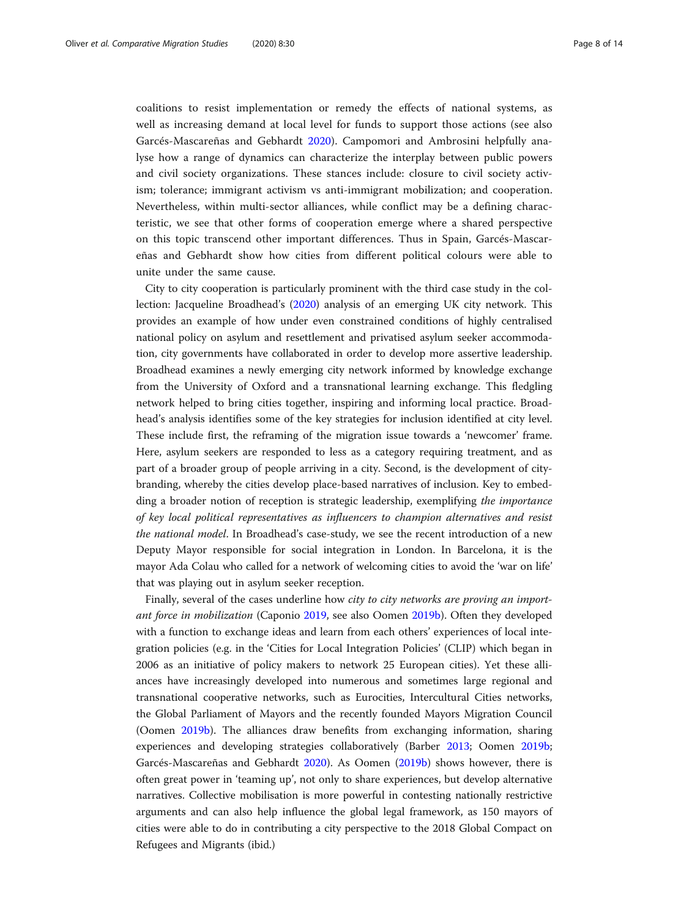coalitions to resist implementation or remedy the effects of national systems, as well as increasing demand at local level for funds to support those actions (see also Garcés-Mascareñas and Gebhardt 2020). Campomori and Ambrosini helpfully analyse how a range of dynamics can characterize the interplay between public powers and civil society organizations. These stances include: closure to civil society activism; tolerance; immigrant activism vs anti-immigrant mobilization; and cooperation. Nevertheless, within multi-sector alliances, while conflict may be a defining characteristic, we see that other forms of cooperation emerge where a shared perspective on this topic transcend other important differences. Thus in Spain, Garcés-Mascareñas and Gebhardt show how cities from different political colours were able to unite under the same cause.

City to city cooperation is particularly prominent with the third case study in the collection: Jacqueline Broadhead's (2020) analysis of an emerging UK city network. This provides an example of how under even constrained conditions of highly centralised national policy on asylum and resettlement and privatised asylum seeker accommodation, city governments have collaborated in order to develop more assertive leadership. Broadhead examines a newly emerging city network informed by knowledge exchange from the University of Oxford and a transnational learning exchange. This fledgling network helped to bring cities together, inspiring and informing local practice. Broadhead's analysis identifies some of the key strategies for inclusion identified at city level. These include first, the reframing of the migration issue towards a 'newcomer' frame. Here, asylum seekers are responded to less as a category requiring treatment, and as part of a broader group of people arriving in a city. Second, is the development of city-branding, whereby the cities develop place-based narratives of inclusion. Key to embedding a broader notion of reception is strategic leadership, exemplifying *the importance of key local political representatives as influencers to champion alternatives and resist the national model*. In Broadhead's case-study, we see the recent introduction of a new Deputy Mayor responsible for social integration in London. In Barcelona, it is the mayor Ada Colau who called for a network of welcoming cities to avoid the 'war on life' that was playing out in asylum seeker reception.

Finally, several of the cases underline how *city to city networks are proving an important force in mobilization* (Caponio 2019, see also Oomen 2019b). Often they developed with a function to exchange ideas and learn from each others' experiences of local integration policies (e.g. in the 'Cities for Local Integration Policies' (CLIP) which began in 2006 as an initiative of policy makers to network 25 European cities). Yet these alliances have increasingly developed into numerous and sometimes large regional and transnational cooperative networks, such as Eurocities, Intercultural Cities networks, the Global Parliament of Mayors and the recently founded Mayors Migration Council (Oomen 2019b). The alliances draw benefits from exchanging information, sharing experiences and developing strategies collaboratively (Barber 2013; Oomen 2019b; Garcés-Mascareñas and Gebhardt 2020). As Oomen (2019b) shows however, there is often great power in 'teaming up', not only to share experiences, but develop alternative narratives. Collective mobilisation is more powerful in contesting nationally restrictive arguments and can also help influence the global legal framework, as 150 mayors of cities were able to do in contributing a city perspective to the 2018 Global Compact on Refugees and Migrants (ibid.)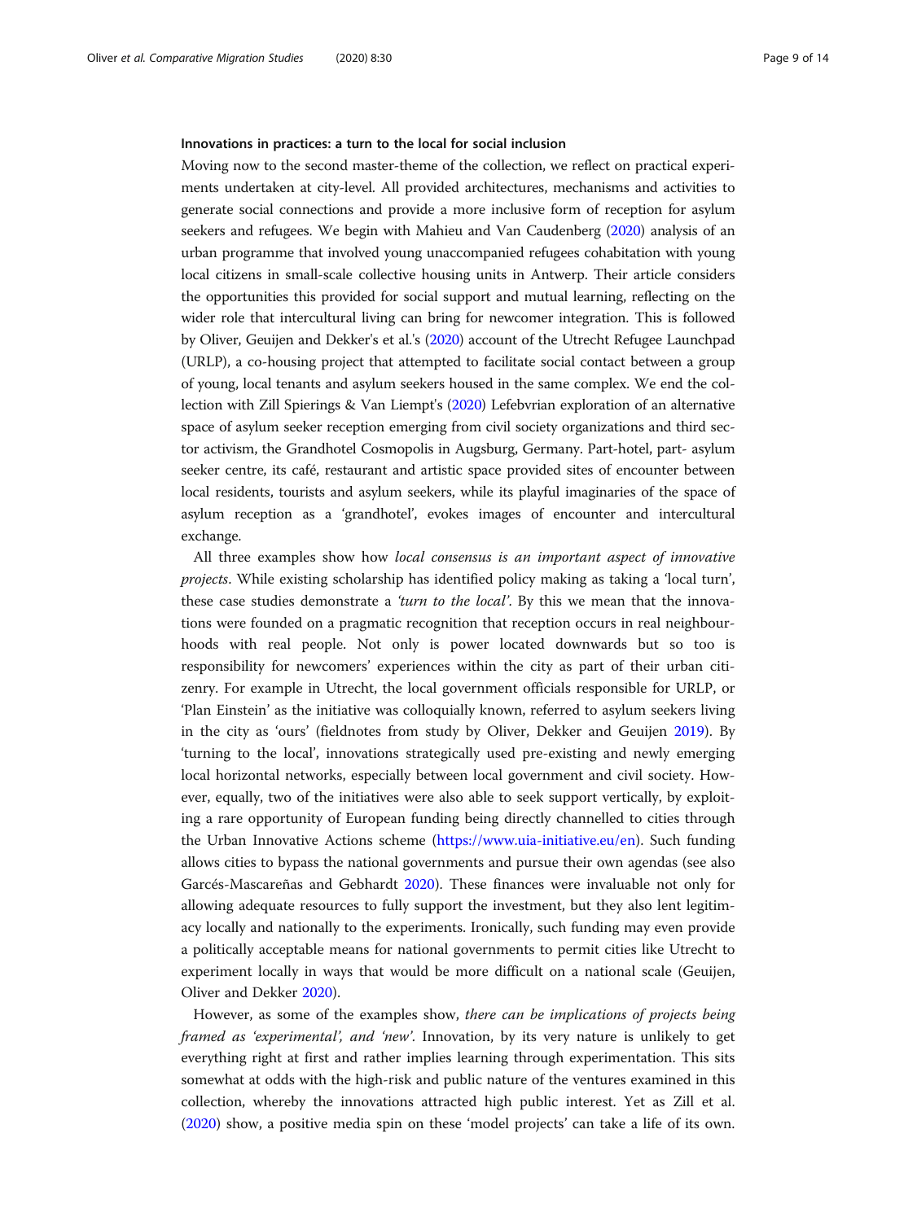#### Innovations in practices: a turn to the local for social inclusion

Moving now to the second master-theme of the collection, we reflect on practical experiments undertaken at city-level. All provided architectures, mechanisms and activities to generate social connections and provide a more inclusive form of reception for asylum seekers and refugees. We begin with Mahieu and Van Caudenberg (2020) analysis of an urban programme that involved young unaccompanied refugees cohabitation with young local citizens in small-scale collective housing units in Antwerp. Their article considers the opportunities this provided for social support and mutual learning, reflecting on the wider role that intercultural living can bring for newcomer integration. This is followed by Oliver, Geuijen and Dekker's et al.'s (2020) account of the Utrecht Refugee Launchpad (URLP), a co-housing project that attempted to facilitate social contact between a group of young, local tenants and asylum seekers housed in the same complex. We end the collection with Zill Spierings & Van Liempt's (2020) Lefebvrian exploration of an alternative space of asylum seeker reception emerging from civil society organizations and third sector activism, the Grandhotel Cosmopolis in Augsburg, Germany. Part-hotel, part- asylum seeker centre, its café, restaurant and artistic space provided sites of encounter between local residents, tourists and asylum seekers, while its playful imaginaries of the space of asylum reception as a 'grandhotel', evokes images of encounter and intercultural exchange.

All three examples show how *local consensus is an important aspect of innovative projects*. While existing scholarship has identified policy making as taking a 'local turn', these case studies demonstrate a *'turn to the local'*. By this we mean that the innovations were founded on a pragmatic recognition that reception occurs in real neighbourhoods with real people. Not only is power located downwards but so too is responsibility for newcomers' experiences within the city as part of their urban citizenry. For example in Utrecht, the local government officials responsible for URLP, or 'Plan Einstein' as the initiative was colloquially known, referred to asylum seekers living in the city as 'ours' (fieldnotes from study by Oliver, Dekker and Geuijen 2019). By 'turning to the local', innovations strategically used pre-existing and newly emerging local horizontal networks, especially between local government and civil society. However, equally, two of the initiatives were also able to seek support vertically, by exploiting a rare opportunity of European funding being directly channelled to cities through the Urban Innovative Actions scheme (https://www.uia-initiative.eu/en). Such funding allows cities to bypass the national governments and pursue their own agendas (see also Garcés-Mascareñas and Gebhardt 2020). These finances were invaluable not only for allowing adequate resources to fully support the investment, but they also lent legitimacy locally and nationally to the experiments. Ironically, such funding may even provide a politically acceptable means for national governments to permit cities like Utrecht to experiment locally in ways that would be more difficult on a national scale (Geuijen, Oliver and Dekker 2020).

However, as some of the examples show, *there can be implications of projects being framed as 'experimental', and 'new'*. Innovation, by its very nature is unlikely to get everything right at first and rather implies learning through experimentation. This sits somewhat at odds with the high-risk and public nature of the ventures examined in this collection, whereby the innovations attracted high public interest. Yet as Zill et al. (2020) show, a positive media spin on these 'model projects' can take a life of its own.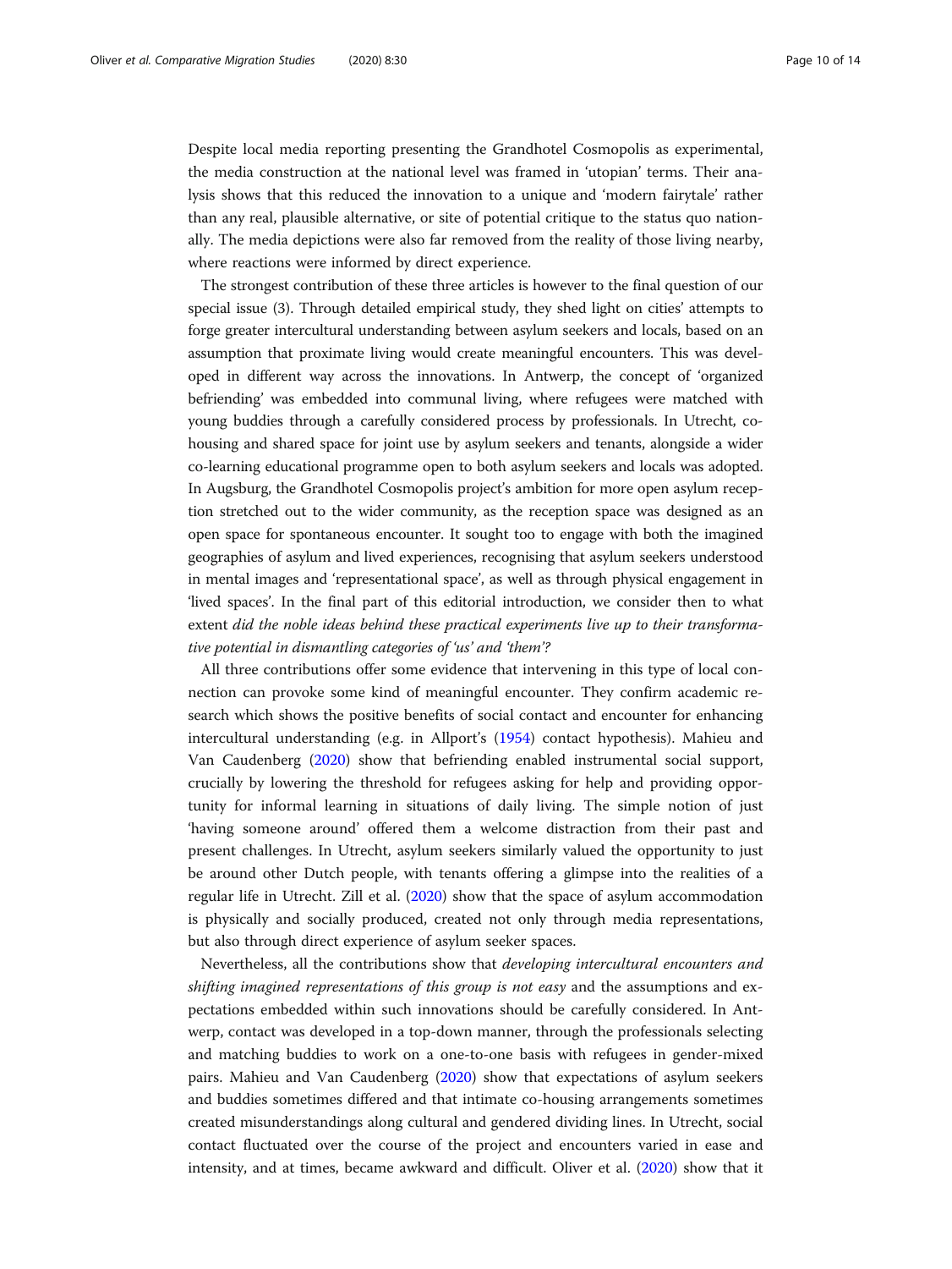Despite local media reporting presenting the Grandhotel Cosmopolis as experimental, the media construction at the national level was framed in 'utopian' terms. Their analysis shows that this reduced the innovation to a unique and 'modern fairytale' rather than any real, plausible alternative, or site of potential critique to the status quo nationally. The media depictions were also far removed from the reality of those living nearby, where reactions were informed by direct experience.

The strongest contribution of these three articles is however to the final question of our special issue (3). Through detailed empirical study, they shed light on cities' attempts to forge greater intercultural understanding between asylum seekers and locals, based on an assumption that proximate living would create meaningful encounters. This was developed in different way across the innovations. In Antwerp, the concept of 'organized befriending' was embedded into communal living, where refugees were matched with young buddies through a carefully considered process by professionals. In Utrecht, co-housing and shared space for joint use by asylum seekers and tenants, alongside a wider co-learning educational programme open to both asylum seekers and locals was adopted. In Augsburg, the Grandhotel Cosmopolis project's ambition for more open asylum reception stretched out to the wider community, as the reception space was designed as an open space for spontaneous encounter. It sought too to engage with both the imagined geographies of asylum and lived experiences, recognising that asylum seekers understood in mental images and 'representational space', as well as through physical engagement in 'lived spaces'. In the final part of this editorial introduction, we consider then to what extent *did the noble ideas behind these practical experiments live up to their transformative potential in dismantling categories of 'us' and 'them'?*

All three contributions offer some evidence that intervening in this type of local connection can provoke some kind of meaningful encounter. They confirm academic research which shows the positive benefits of social contact and encounter for enhancing intercultural understanding (e.g. in Allport's (1954) contact hypothesis). Mahieu and Van Caudenberg (2020) show that befriending enabled instrumental social support, crucially by lowering the threshold for refugees asking for help and providing opportunity for informal learning in situations of daily living. The simple notion of just 'having someone around' offered them a welcome distraction from their past and present challenges. In Utrecht, asylum seekers similarly valued the opportunity to just be around other Dutch people, with tenants offering a glimpse into the realities of a regular life in Utrecht. Zill et al. (2020) show that the space of asylum accommodation is physically and socially produced, created not only through media representations, but also through direct experience of asylum seeker spaces.

Nevertheless, all the contributions show that *developing intercultural encounters and shifting imagined representations of this group is not easy* and the assumptions and expectations embedded within such innovations should be carefully considered. In Antwerp, contact was developed in a top-down manner, through the professionals selecting and matching buddies to work on a one-to-one basis with refugees in gender-mixed pairs. Mahieu and Van Caudenberg (2020) show that expectations of asylum seekers and buddies sometimes differed and that intimate co-housing arrangements sometimes created misunderstandings along cultural and gendered dividing lines. In Utrecht, social contact fluctuated over the course of the project and encounters varied in ease and intensity, and at times, became awkward and difficult. Oliver et al. (2020) show that it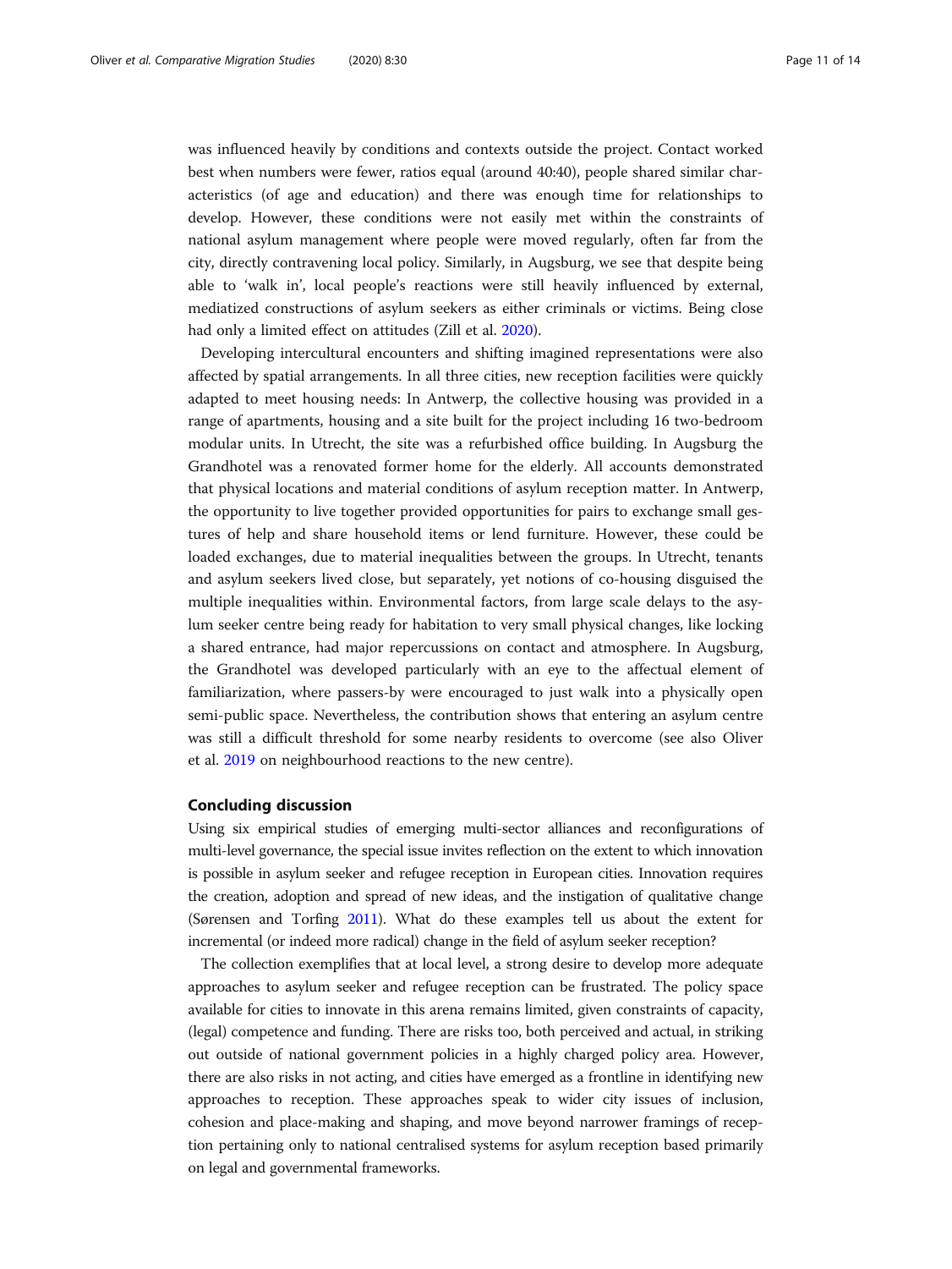was influenced heavily by conditions and contexts outside the project. Contact worked best when numbers were fewer, ratios equal (around 40:40), people shared similar characteristics (of age and education) and there was enough time for relationships to develop. However, these conditions were not easily met within the constraints of national asylum management where people were moved regularly, often far from the city, directly contravening local policy. Similarly, in Augsburg, we see that despite being able to 'walk in', local people's reactions were still heavily influenced by external, mediatized constructions of asylum seekers as either criminals or victims. Being close had only a limited effect on attitudes (Zill et al. 2020).

Developing intercultural encounters and shifting imagined representations were also affected by spatial arrangements. In all three cities, new reception facilities were quickly adapted to meet housing needs: In Antwerp, the collective housing was provided in a range of apartments, housing and a site built for the project including 16 two-bedroom modular units. In Utrecht, the site was a refurbished office building. In Augsburg the Grandhotel was a renovated former home for the elderly. All accounts demonstrated that physical locations and material conditions of asylum reception matter. In Antwerp, the opportunity to live together provided opportunities for pairs to exchange small gestures of help and share household items or lend furniture. However, these could be loaded exchanges, due to material inequalities between the groups. In Utrecht, tenants and asylum seekers lived close, but separately, yet notions of co-housing disguised the multiple inequalities within. Environmental factors, from large scale delays to the asylum seeker centre being ready for habitation to very small physical changes, like locking a shared entrance, had major repercussions on contact and atmosphere. In Augsburg, the Grandhotel was developed particularly with an eye to the affectual element of familiarization, where passers-by were encouraged to just walk into a physically open semi-public space. Nevertheless, the contribution shows that entering an asylum centre was still a difficult threshold for some nearby residents to overcome (see also Oliver et al. 2019 on neighbourhood reactions to the new centre).

## Concluding discussion

Using six empirical studies of emerging multi-sector alliances and reconfigurations of multi-level governance, the special issue invites reflection on the extent to which innovation is possible in asylum seeker and refugee reception in European cities. Innovation requires the creation, adoption and spread of new ideas, and the instigation of qualitative change (Sørensen and Torfing 2011). What do these examples tell us about the extent for incremental (or indeed more radical) change in the field of asylum seeker reception?

The collection exemplifies that at local level, a strong desire to develop more adequate approaches to asylum seeker and refugee reception can be frustrated. The policy space available for cities to innovate in this arena remains limited, given constraints of capacity, (legal) competence and funding. There are risks too, both perceived and actual, in striking out outside of national government policies in a highly charged policy area. However, there are also risks in not acting, and cities have emerged as a frontline in identifying new approaches to reception. These approaches speak to wider city issues of inclusion, cohesion and place-making and shaping, and move beyond narrower framings of reception pertaining only to national centralised systems for asylum reception based primarily on legal and governmental frameworks.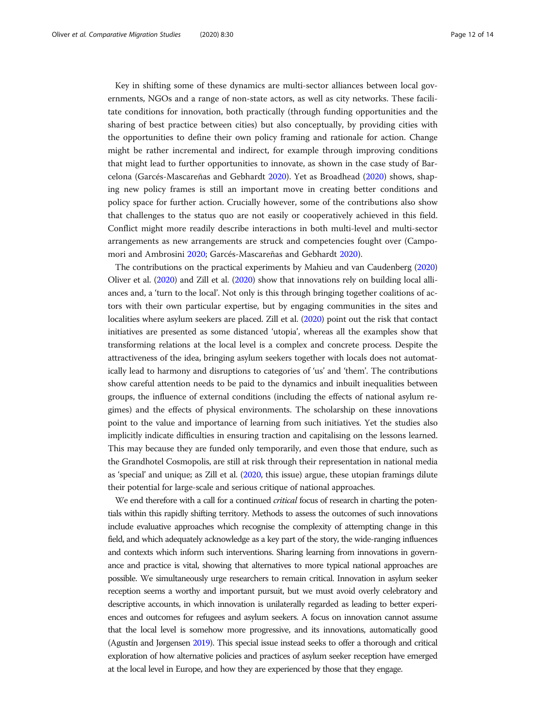Key in shifting some of these dynamics are multi-sector alliances between local governments, NGOs and a range of non-state actors, as well as city networks. These facilitate conditions for innovation, both practically (through funding opportunities and the sharing of best practice between cities) but also conceptually, by providing cities with the opportunities to define their own policy framing and rationale for action. Change might be rather incremental and indirect, for example through improving conditions that might lead to further opportunities to innovate, as shown in the case study of Barcelona (Garcés-Mascareñas and Gebhardt 2020). Yet as Broadhead (2020) shows, shaping new policy frames is still an important move in creating better conditions and policy space for further action. Crucially however, some of the contributions also show that challenges to the status quo are not easily or cooperatively achieved in this field. Conflict might more readily describe interactions in both multi-level and multi-sector arrangements as new arrangements are struck and competencies fought over (Campomori and Ambrosini 2020; Garcés-Mascareñas and Gebhardt 2020).

The contributions on the practical experiments by Mahieu and van Caudenberg (2020) Oliver et al. (2020) and Zill et al. (2020) show that innovations rely on building local alliances and, a 'turn to the local'. Not only is this through bringing together coalitions of actors with their own particular expertise, but by engaging communities in the sites and localities where asylum seekers are placed. Zill et al. (2020) point out the risk that contact initiatives are presented as some distanced 'utopia', whereas all the examples show that transforming relations at the local level is a complex and concrete process. Despite the attractiveness of the idea, bringing asylum seekers together with locals does not automatically lead to harmony and disruptions to categories of 'us' and 'them'. The contributions show careful attention needs to be paid to the dynamics and inbuilt inequalities between groups, the influence of external conditions (including the effects of national asylum regimes) and the effects of physical environments. The scholarship on these innovations point to the value and importance of learning from such initiatives. Yet the studies also implicitly indicate difficulties in ensuring traction and capitalising on the lessons learned. This may because they are funded only temporarily, and even those that endure, such as the Grandhotel Cosmopolis, are still at risk through their representation in national media as 'special' and unique; as Zill et al. (2020, this issue) argue, these utopian framings dilute their potential for large-scale and serious critique of national approaches.

We end therefore with a call for a continued *critical* focus of research in charting the potentials within this rapidly shifting territory. Methods to assess the outcomes of such innovations include evaluative approaches which recognise the complexity of attempting change in this field, and which adequately acknowledge as a key part of the story, the wide-ranging influences and contexts which inform such interventions. Sharing learning from innovations in governance and practice is vital, showing that alternatives to more typical national approaches are possible. We simultaneously urge researchers to remain critical. Innovation in asylum seeker reception seems a worthy and important pursuit, but we must avoid overly celebratory and descriptive accounts, in which innovation is unilaterally regarded as leading to better experiences and outcomes for refugees and asylum seekers. A focus on innovation cannot assume that the local level is somehow more progressive, and its innovations, automatically good (Agustín and Jørgensen 2019). This special issue instead seeks to offer a thorough and critical exploration of how alternative policies and practices of asylum seeker reception have emerged at the local level in Europe, and how they are experienced by those that they engage.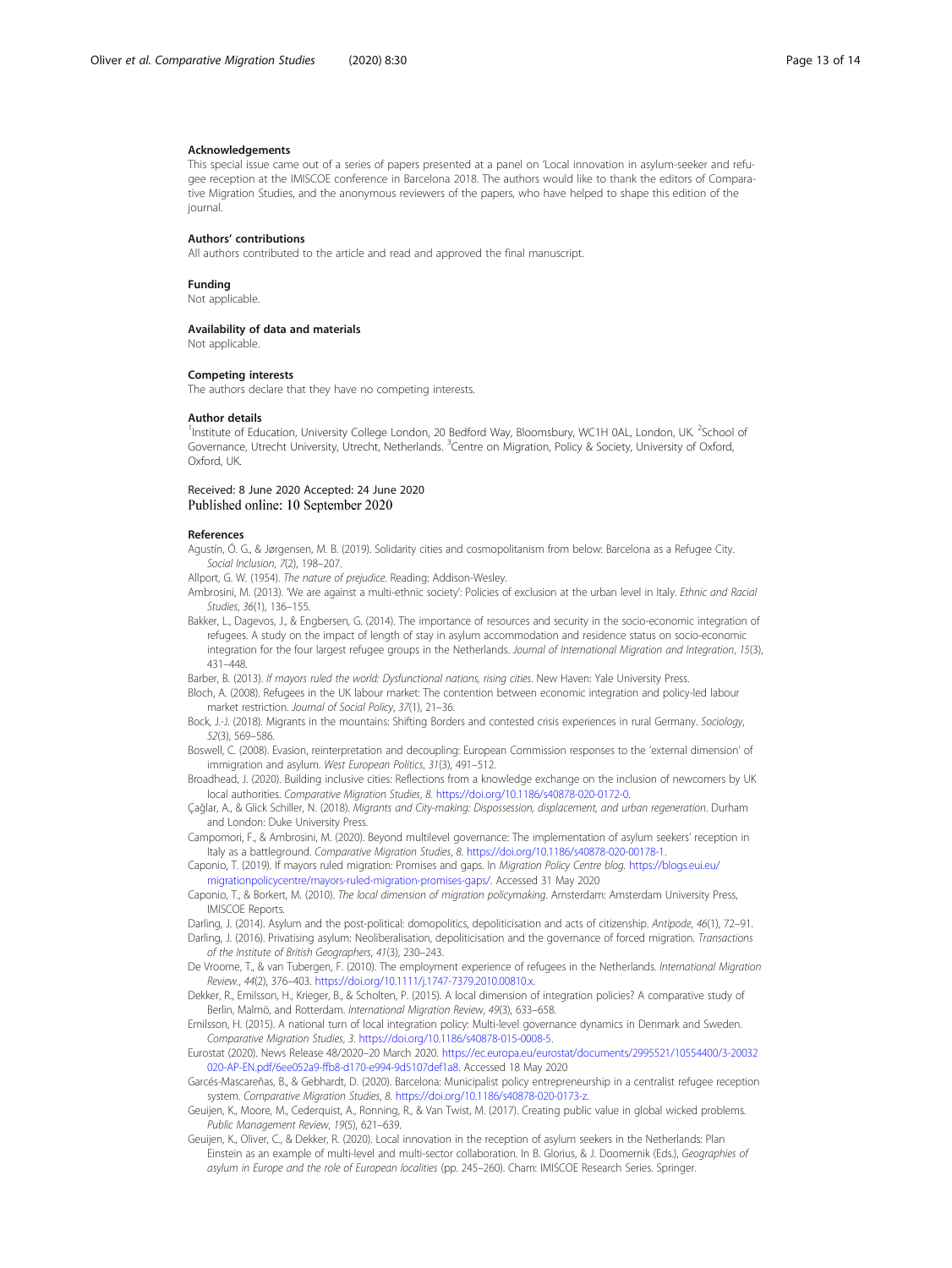### Acknowledgements

This special issue came out of a series of papers presented at a panel on 'Local innovation in asylum-seeker and refugee reception at the IMISCOE conference in Barcelona 2018. The authors would like to thank the editors of Comparative Migration Studies, and the anonymous reviewers of the papers, who have helped to shape this edition of the journal.

### Authors' contributions

All authors contributed to the article and read and approved the final manuscript.

### Funding

Not applicable.

### Availability of data and materials

Not applicable.

### Competing interests

The authors declare that they have no competing interests.

### Author details

[1]Institute of Education, University College London, 20 Bedford Way, Bloomsbury, WC1H 0AL, London, UK. [2]School of Governance, Utrecht University, Utrecht, Netherlands. [3]Centre on Migration, Policy & Society, University of Oxford, Oxford, UK.

Received: 8 June 2020 Accepted: 24 June 2020
Published online: 10 September 2020

### References

Agustín, Ó. G., & Jørgensen, M. B. (2019). Solidarity cities and cosmopolitanism from below: Barcelona as a Refugee City. *Social Inclusion*, *7*(2), 198–207.

Allport, G. W. (1954). *The nature of prejudice*. Reading: Addison-Wesley.

Ambrosini, M. (2013). 'We are against a multi-ethnic society': Policies of exclusion at the urban level in Italy. *Ethnic and Racial Studies*, *36*(1), 136–155.

Bakker, L., Dagevos, J., & Engbersen, G. (2014). The importance of resources and security in the socio-economic integration of refugees. A study on the impact of length of stay in asylum accommodation and residence status on socio-economic integration for the four largest refugee groups in the Netherlands. *Journal of International Migration and Integration*, *15*(3), 431–448.

Barber, B. (2013). *If mayors ruled the world: Dysfunctional nations, rising cities*. New Haven: Yale University Press.

Bloch, A. (2008). Refugees in the UK labour market: The contention between economic integration and policy-led labour market restriction. *Journal of Social Policy*, *37*(1), 21–36.

Bock, J.-J. (2018). Migrants in the mountains: Shifting Borders and contested crisis experiences in rural Germany. *Sociology*, *52*(3), 569–586.

Boswell, C. (2008). Evasion, reinterpretation and decoupling: European Commission responses to the 'external dimension' of immigration and asylum. *West European Politics*, *31*(3), 491–512.

Broadhead, J. (2020). Building inclusive cities: Reflections from a knowledge exchange on the inclusion of newcomers by UK local authorities. *Comparative Migration Studies*, *8*. https://doi.org/10.1186/s40878-020-0172-0.

Çağlar, A., & Glick Schiller, N. (2018). *Migrants and City-making: Dispossession, displacement, and urban regeneration*. Durham and London: Duke University Press.

Campomori, F., & Ambrosini, M. (2020). Beyond multilevel governance: The implementation of asylum seekers' reception in Italy as a battleground. *Comparative Migration Studies*, *8*. https://doi.org/10.1186/s40878-020-00178-1.

Caponio, T. (2019). If mayors ruled migration: Promises and gaps. In *Migration Policy Centre blog*. https://blogs.eui.eu/migrationpolicycentre/mayors-ruled-migration-promises-gaps/. Accessed 31 May 2020

Caponio, T., & Borkert, M. (2010). *The local dimension of migration policymaking*. Amsterdam: Amsterdam University Press, IMISCOE Reports.

Darling, J. (2014). Asylum and the post-political: domopolitics, depoliticisation and acts of citizenship. *Antipode*, *46*(1), 72–91.

Darling, J. (2016). Privatising asylum: Neoliberalisation, depoliticisation and the governance of forced migration. *Transactions of the Institute of British Geographers*, *41*(3), 230–243.

De Vroome, T., & van Tubergen, F. (2010). The employment experience of refugees in the Netherlands. *International Migration Review.*, *44*(2), 376–403. https://doi.org/10.1111/j.1747-7379.2010.00810.x.

Dekker, R., Emilsson, H., Krieger, B., & Scholten, P. (2015). A local dimension of integration policies? A comparative study of Berlin, Malmö, and Rotterdam. *International Migration Review*, *49*(3), 633–658.

Emilsson, H. (2015). A national turn of local integration policy: Multi-level governance dynamics in Denmark and Sweden. *Comparative Migration Studies*, *3*. https://doi.org/10.1186/s40878-015-0008-5.

Eurostat (2020). News Release 48/2020–20 March 2020. https://ec.europa.eu/eurostat/documents/2995521/10554400/3-20032020-AP-EN.pdf/6ee052a9-ffb8-d170-e994-9d5107def1a8. Accessed 18 May 2020

Garcés-Mascareñas, B., & Gebhardt, D. (2020). Barcelona: Municipalist policy entrepreneurship in a centralist refugee reception system. *Comparative Migration Studies*, *8*. https://doi.org/10.1186/s40878-020-0173-z.

Geuijen, K., Moore, M., Cederquist, A., Ronning, R., & Van Twist, M. (2017). Creating public value in global wicked problems. *Public Management Review*, *19*(5), 621–639.

Geuijen, K., Oliver, C., & Dekker, R. (2020). Local innovation in the reception of asylum seekers in the Netherlands: Plan Einstein as an example of multi-level and multi-sector collaboration. In B. Glorius, & J. Doomernik (Eds.), *Geographies of asylum in Europe and the role of European localities* (pp. 245–260). Cham: IMISCOE Research Series. Springer.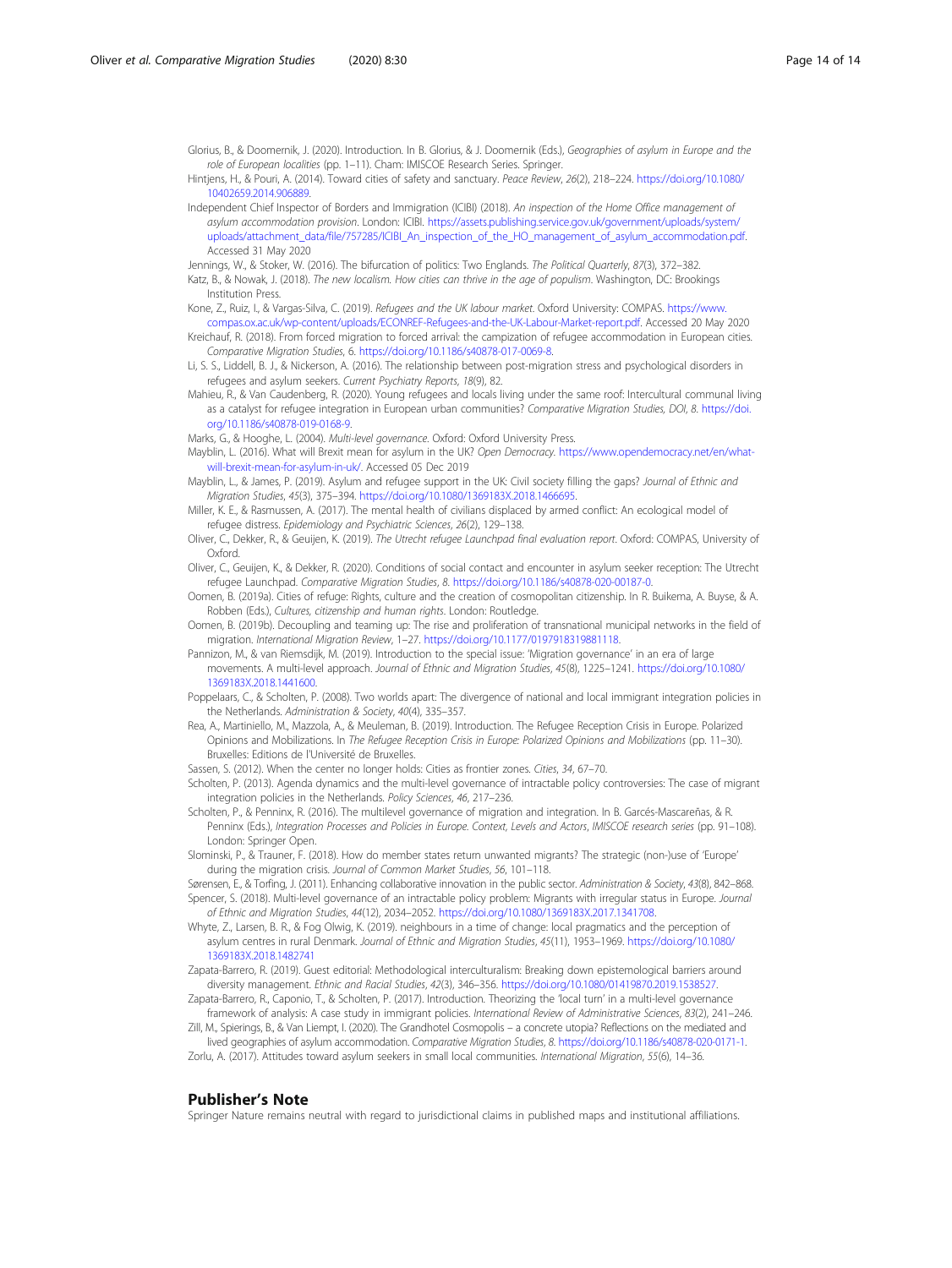Glorius, B., & Doomernik, J. (2020). Introduction. In B. Glorius, & J. Doomernik (Eds.), *Geographies of asylum in Europe and the role of European localities* (pp. 1–11). Cham: IMISCOE Research Series. Springer.

Hintjens, H., & Pouri, A. (2014). Toward cities of safety and sanctuary. *Peace Review*, *26*(2), 218–224. https://doi.org/10.1080/10402659.2014.906889.

Independent Chief Inspector of Borders and Immigration (ICIBI) (2018). *An inspection of the Home Office management of asylum accommodation provision*. London: ICIBI. https://assets.publishing.service.gov.uk/government/uploads/system/uploads/attachment_data/file/757285/ICIBI_An_inspection_of_the_HO_management_of_asylum_accommodation.pdf. Accessed 31 May 2020

Jennings, W., & Stoker, W. (2016). The bifurcation of politics: Two Englands. *The Political Quarterly*, *87*(3), 372–382.

Katz, B., & Nowak, J. (2018). *The new localism. How cities can thrive in the age of populism*. Washington, DC: Brookings Institution Press.

Kone, Z., Ruiz, I., & Vargas-Silva, C. (2019). *Refugees and the UK labour market*. Oxford University: COMPAS. https://www.compas.ox.ac.uk/wp-content/uploads/ECONREF-Refugees-and-the-UK-Labour-Market-report.pdf. Accessed 20 May 2020

Kreichauf, R. (2018). From forced migration to forced arrival: the campization of refugee accommodation in European cities. *Comparative Migration Studies*, *6*. https://doi.org/10.1186/s40878-017-0069-8.

Li, S. S., Liddell, B. J., & Nickerson, A. (2016). The relationship between post-migration stress and psychological disorders in refugees and asylum seekers. *Current Psychiatry Reports*, *18*(9), 82.

Mahieu, R., & Van Caudenberg, R. (2020). Young refugees and locals living under the same roof: Intercultural communal living as a catalyst for refugee integration in European urban communities? *Comparative Migration Studies, DOI*, *8*. https://doi.org/10.1186/s40878-019-0168-9.

Marks, G., & Hooghe, L. (2004). *Multi-level governance*. Oxford: Oxford University Press.

Mayblin, L. (2016). What will Brexit mean for asylum in the UK? *Open Democracy*. https://www.opendemocracy.net/en/what-will-brexit-mean-for-asylum-in-uk/. Accessed 05 Dec 2019

Mayblin, L., & James, P. (2019). Asylum and refugee support in the UK: Civil society filling the gaps? *Journal of Ethnic and Migration Studies*, *45*(3), 375–394. https://doi.org/10.1080/1369183X.2018.1466695.

Miller, K. E., & Rasmussen, A. (2017). The mental health of civilians displaced by armed conflict: An ecological model of refugee distress. *Epidemiology and Psychiatric Sciences*, *26*(2), 129–138.

Oliver, C., Dekker, R., & Geuijen, K. (2019). *The Utrecht refugee Launchpad final evaluation report*. Oxford: COMPAS, University of Oxford.

Oliver, C., Geuijen, K., & Dekker, R. (2020). Conditions of social contact and encounter in asylum seeker reception: The Utrecht refugee Launchpad. *Comparative Migration Studies*, *8*. https://doi.org/10.1186/s40878-020-00187-0.

Oomen, B. (2019a). Cities of refuge: Rights, culture and the creation of cosmopolitan citizenship. In R. Buikema, A. Buyse, & A. Robben (Eds.), *Cultures, citizenship and human rights*. London: Routledge.

Oomen, B. (2019b). Decoupling and teaming up: The rise and proliferation of transnational municipal networks in the field of migration. *International Migration Review*, 1–27. https://doi.org/10.1177/0197918319881118.

Pannizon, M., & van Riemsdijk, M. (2019). Introduction to the special issue: 'Migration governance' in an era of large movements. A multi-level approach. *Journal of Ethnic and Migration Studies*, *45*(8), 1225–1241. https://doi.org/10.1080/1369183X.2018.1441600.

Poppelaars, C., & Scholten, P. (2008). Two worlds apart: The divergence of national and local immigrant integration policies in the Netherlands. *Administration & Society*, *40*(4), 335–357.

Rea, A., Martiniello, M., Mazzola, A., & Meuleman, B. (2019). Introduction. The Refugee Reception Crisis in Europe. Polarized Opinions and Mobilizations. In *The Refugee Reception Crisis in Europe: Polarized Opinions and Mobilizations* (pp. 11–30). Bruxelles: Editions de l'Université de Bruxelles.

Sassen, S. (2012). When the center no longer holds: Cities as frontier zones. *Cities*, *34*, 67–70.

Scholten, P. (2013). Agenda dynamics and the multi-level governance of intractable policy controversies: The case of migrant integration policies in the Netherlands. *Policy Sciences*, *46*, 217–236.

Scholten, P., & Penninx, R. (2016). The multilevel governance of migration and integration. In B. Garcés-Mascareñas, & R. Penninx (Eds.), *Integration Processes and Policies in Europe. Context, Levels and Actors*, *IMISCOE research series* (pp. 91–108). London: Springer Open.

Slominski, P., & Trauner, F. (2018). How do member states return unwanted migrants? The strategic (non-)use of 'Europe' during the migration crisis. *Journal of Common Market Studies*, *56*, 101–118.

Sørensen, E., & Torfing, J. (2011). Enhancing collaborative innovation in the public sector. *Administration & Society*, *43*(8), 842–868.

Spencer, S. (2018). Multi-level governance of an intractable policy problem: Migrants with irregular status in Europe. *Journal of Ethnic and Migration Studies*, *44*(12), 2034–2052. https://doi.org/10.1080/1369183X.2017.1341708.

Whyte, Z., Larsen, B. R., & Fog Olwig, K. (2019). neighbours in a time of change: local pragmatics and the perception of asylum centres in rural Denmark. *Journal of Ethnic and Migration Studies*, *45*(11), 1953–1969. https://doi.org/10.1080/1369183X.2018.1482741

Zapata-Barrero, R. (2019). Guest editorial: Methodological interculturalism: Breaking down epistemological barriers around diversity management. *Ethnic and Racial Studies*, *42*(3), 346–356. https://doi.org/10.1080/01419870.2019.1538527.

Zapata-Barrero, R., Caponio, T., & Scholten, P. (2017). Introduction. Theorizing the 'local turn' in a multi-level governance framework of analysis: A case study in immigrant policies. *International Review of Administrative Sciences*, *83*(2), 241–246.

Zill, M., Spierings, B., & Van Liempt, I. (2020). The Grandhotel Cosmopolis – a concrete utopia? Reflections on the mediated and lived geographies of asylum accommodation. *Comparative Migration Studies*, *8*. https://doi.org/10.1186/s40878-020-0171-1.

Zorlu, A. (2017). Attitudes toward asylum seekers in small local communities. *International Migration*, *55*(6), 14–36.

## Publisher's Note

Springer Nature remains neutral with regard to jurisdictional claims in published maps and institutional affiliations.